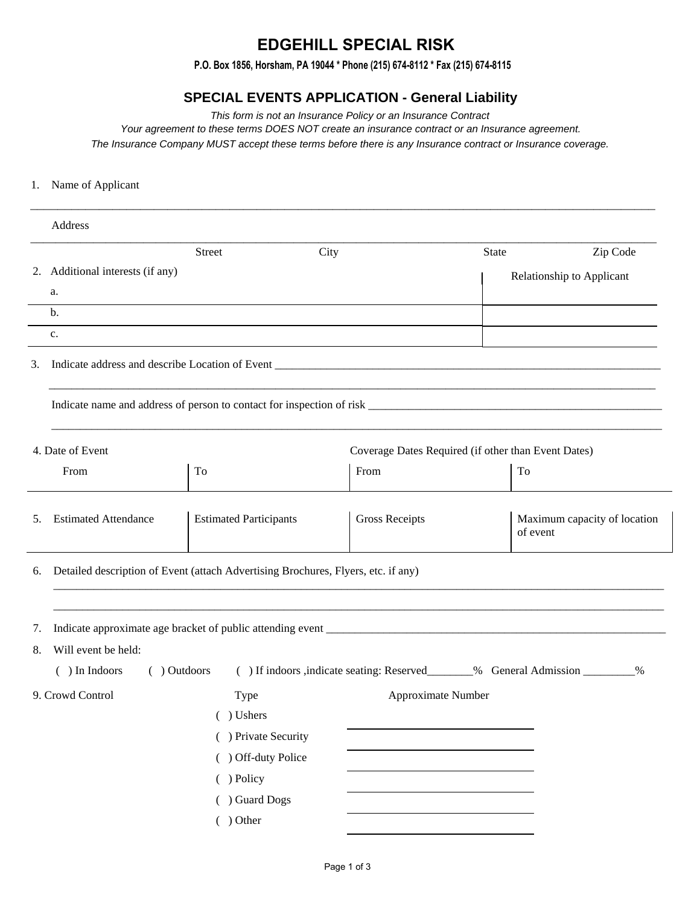# EDGEHILL SPECIAL RISK

**P.O. Box 1856, Horsham, PA 19044 * Phone (215) 674-8112 * Fax (215) 674-8115**

## SPECIAL EVENTS APPLICATION - General Liability

*This form is not an Insurance Policy or an Insurance Contract*

*Your agreement to these terms DOES NOT create an insurance contract or an Insurance agreement.*

*The Insurance Company MUST accept these terms before there is any Insurance contract or Insurance coverage.*

1. Name of Applicant

____________________________________________________________________________________________

Address

____________________________________________________________________________________________

Street City State Zip Code

2. Additional interests (if any)

| | Relationship to Applicant |
|---|---|
| a. | |
| b. | |
| c. | |

3. Indicate address and describe Location of Event ____________________________________________________________

____________________________________________________________________________________________

Indicate name and address of person to contact for inspection of risk ____________________________________________

____________________________________________________________________________________________

4. Date of Event / Coverage Dates Required (if other than Event Dates)

| Date of Event From | To | Coverage Dates Required From | To |
|---|---|---|---|
| | | | |

| 5. Estimated Attendance | Estimated Participants | Gross Receipts | Maximum capacity of location of event |
|---|---|---|---|
| | | | |

6. Detailed description of Event (attach Advertising Brochures, Flyers, etc. if any)

____________________________________________________________________________________________

____________________________________________________________________________________________

7. Indicate approximate age bracket of public attending event ______________________________________________________

8. Will event be held:

( ) In Indoors ( ) Outdoors ( ) If indoors ,indicate seating: Reserved________% General Admission _________%

9. Crowd Control

| Type | Approximate Number |
|---|---|
| ( ) Ushers | |
| ( ) Private Security | |
| ( ) Off-duty Police | |
| ( ) Policy | |
| ( ) Guard Dogs | |
| ( ) Other | |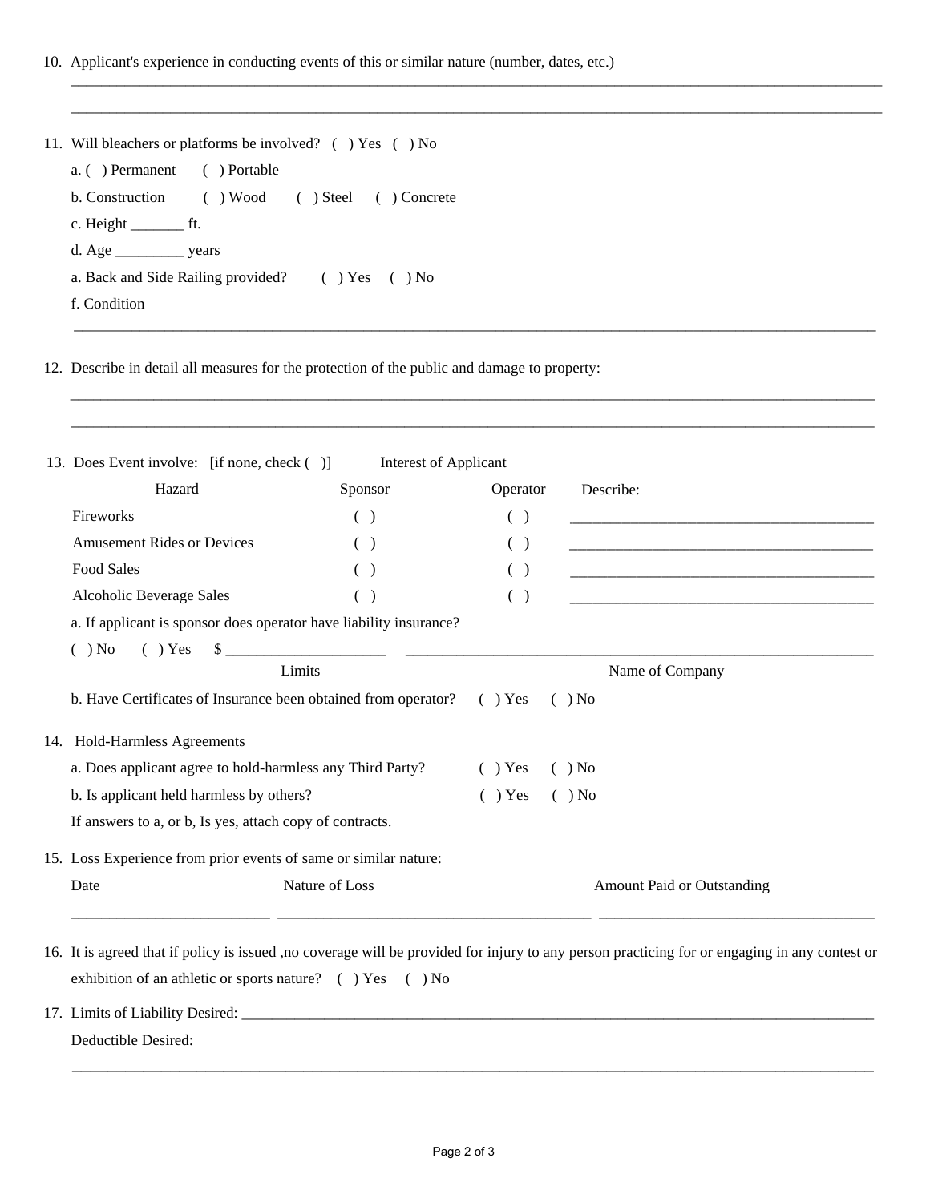10. Applicant's experience in conducting events of this or similar nature (number, dates, etc.)

____________________________________________________________________________________________________

____________________________________________________________________________________________________

11. Will bleachers or platforms be involved? ( ) Yes ( ) No

    a. ( ) Permanent ( ) Portable

    b. Construction ( ) Wood ( ) Steel ( ) Concrete

    c. Height _______ ft.

    d. Age _________ years

    a. Back and Side Railing provided? ( ) Yes ( ) No

    f. Condition

____________________________________________________________________________________________________

12. Describe in detail all measures for the protection of the public and damage to property:

____________________________________________________________________________________________________

____________________________________________________________________________________________________

13. Does Event involve: [if none, check ( )] Interest of Applicant

| Hazard | Sponsor | Operator | Describe: |
|---|---|---|---|
| Fireworks | ( ) | ( ) | ________________________________ |
| Amusement Rides or Devices | ( ) | ( ) | ________________________________ |
| Food Sales | ( ) | ( ) | ________________________________ |
| Alcoholic Beverage Sales | ( ) | ( ) | ________________________________ |

a. If applicant is sponsor does operator have liability insurance?

( ) No ( ) Yes $ _____________________ ________________________________________________

Limits Name of Company

b. Have Certificates of Insurance been obtained from operator? ( ) Yes ( ) No

14. Hold-Harmless Agreements

    a. Does applicant agree to hold-harmless any Third Party? ( ) Yes ( ) No

    b. Is applicant held harmless by others? ( ) Yes ( ) No

    If answers to a, or b, Is yes, attach copy of contracts.

15. Loss Experience from prior events of same or similar nature:

| Date | Nature of Loss | Amount Paid or Outstanding |
|---|---|---|
| _________________________ | ________________________________________ | ___________________________________ |

16. It is agreed that if policy is issued ,no coverage will be provided for injury to any person practicing for or engaging in any contest or exhibition of an athletic or sports nature? ( ) Yes ( ) No

17. Limits of Liability Desired: ____________________________________________________________________________

    Deductible Desired:

____________________________________________________________________________________________________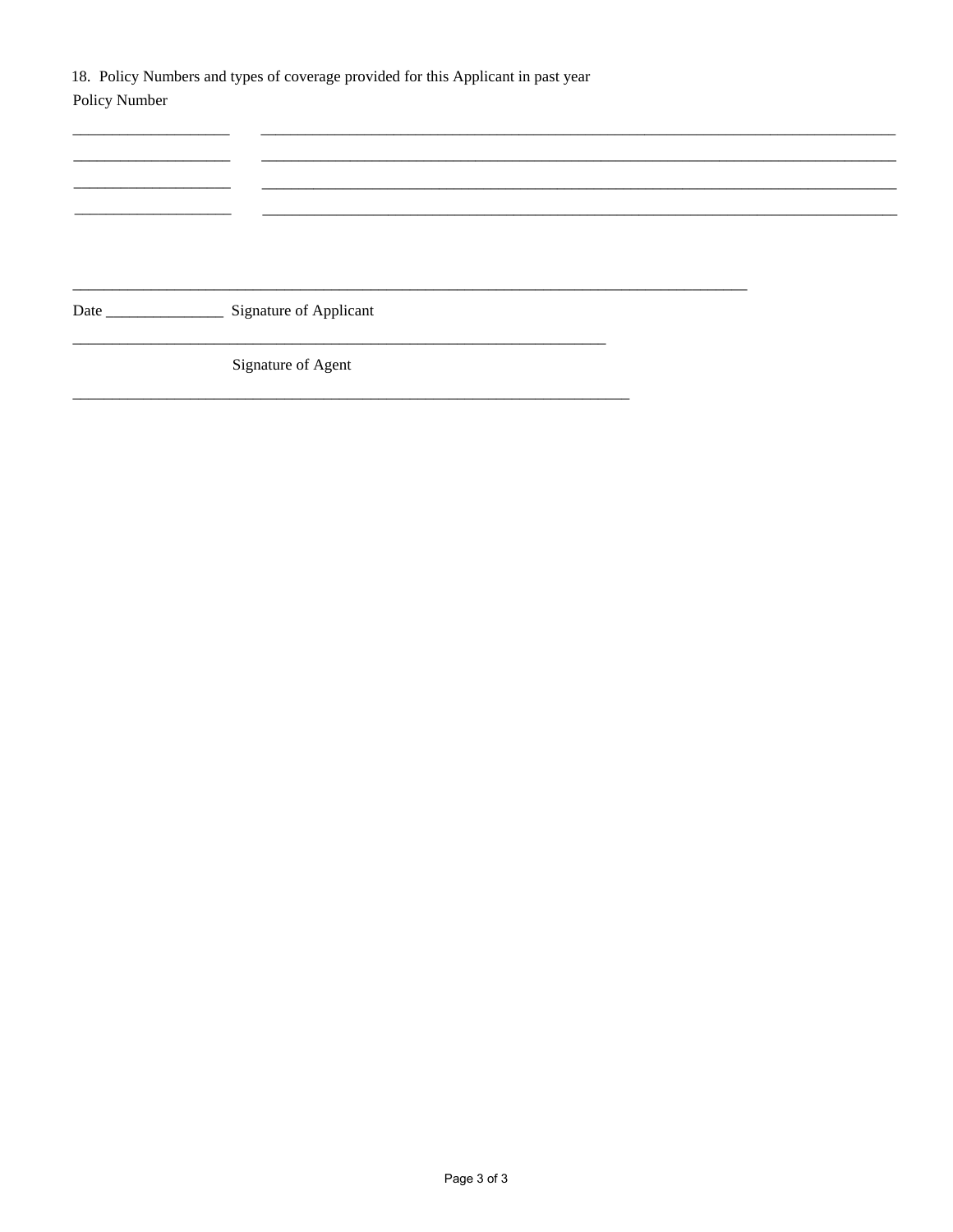18. Policy Numbers and types of coverage provided for this Applicant in past year

Policy Number

____________________ ________________________________________________________________________________

____________________ ________________________________________________________________________________

____________________ ________________________________________________________________________________

____________________ ________________________________________________________________________________

_____________________________________________________________________________________

Date _______________ Signature of Applicant

___________________________________________________________________

Signature of Agent

______________________________________________________________________